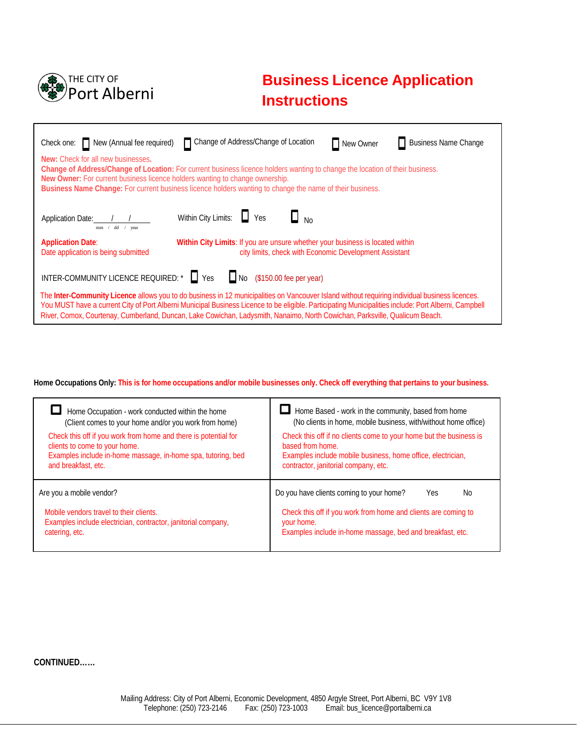THE CITY OF
Port Alberni

# Business Licence Application Instructions

Check one: ☐ New (Annual fee required) ☐ Change of Address/Change of Location ☐ New Owner ☐ Business Name Change

**New:** Check for all new businesses.
**Change of Address/Change of Location:** For current business licence holders wanting to change the location of their business.
**New Owner:** For current business licence holders wanting to change ownership.
**Business Name Change:** For current business licence holders wanting to change the name of their business.

Application Date: ___/___/_____ (mm / dd / year) Within City Limits: ☐ Yes ☐ No

**Application Date**: Date application is being submitted

**Within City Limits**: If you are unsure whether your business is located within city limits, check with Economic Development Assistant

INTER-COMMUNITY LICENCE REQUIRED: * ☐ Yes ☐ No ($150.00 fee per year)

The **Inter-Community Licence** allows you to do business in 12 municipalities on Vancouver Island without requiring individual business licences. You MUST have a current City of Port Alberni Municipal Business Licence to be eligible. Participating Municipalities include: Port Alberni, Campbell River, Comox, Courtenay, Cumberland, Duncan, Lake Cowichan, Ladysmith, Nanaimo, North Cowichan, Parksville, Qualicum Beach.

**Home Occupations Only: This is for home occupations and/or mobile businesses only. Check off everything that pertains to your business.**

| | |
|---|---|
| ☐ Home Occupation - work conducted within the home (Client comes to your home and/or you work from home)<br>Check this off if you work from home and there is potential for clients to come to your home.<br>Examples include in-home massage, in-home spa, tutoring, bed and breakfast, etc. | ☐ Home Based - work in the community, based from home (No clients in home, mobile business, with/without home office)<br>Check this off if no clients come to your home but the business is based from home.<br>Examples include mobile business, home office, electrician, contractor, janitorial company, etc. |
| Are you a mobile vendor?<br>Mobile vendors travel to their clients.<br>Examples include electrician, contractor, janitorial company, catering, etc. | Do you have clients coming to your home? Yes No<br>Check this off if you work from home and clients are coming to your home.<br>Examples include in-home massage, bed and breakfast, etc. |

**CONTINUED……**

Mailing Address: City of Port Alberni, Economic Development, 4850 Argyle Street, Port Alberni, BC V9Y 1V8
Telephone: (250) 723-2146 Fax: (250) 723-1003 Email: bus_licence@portalberni.ca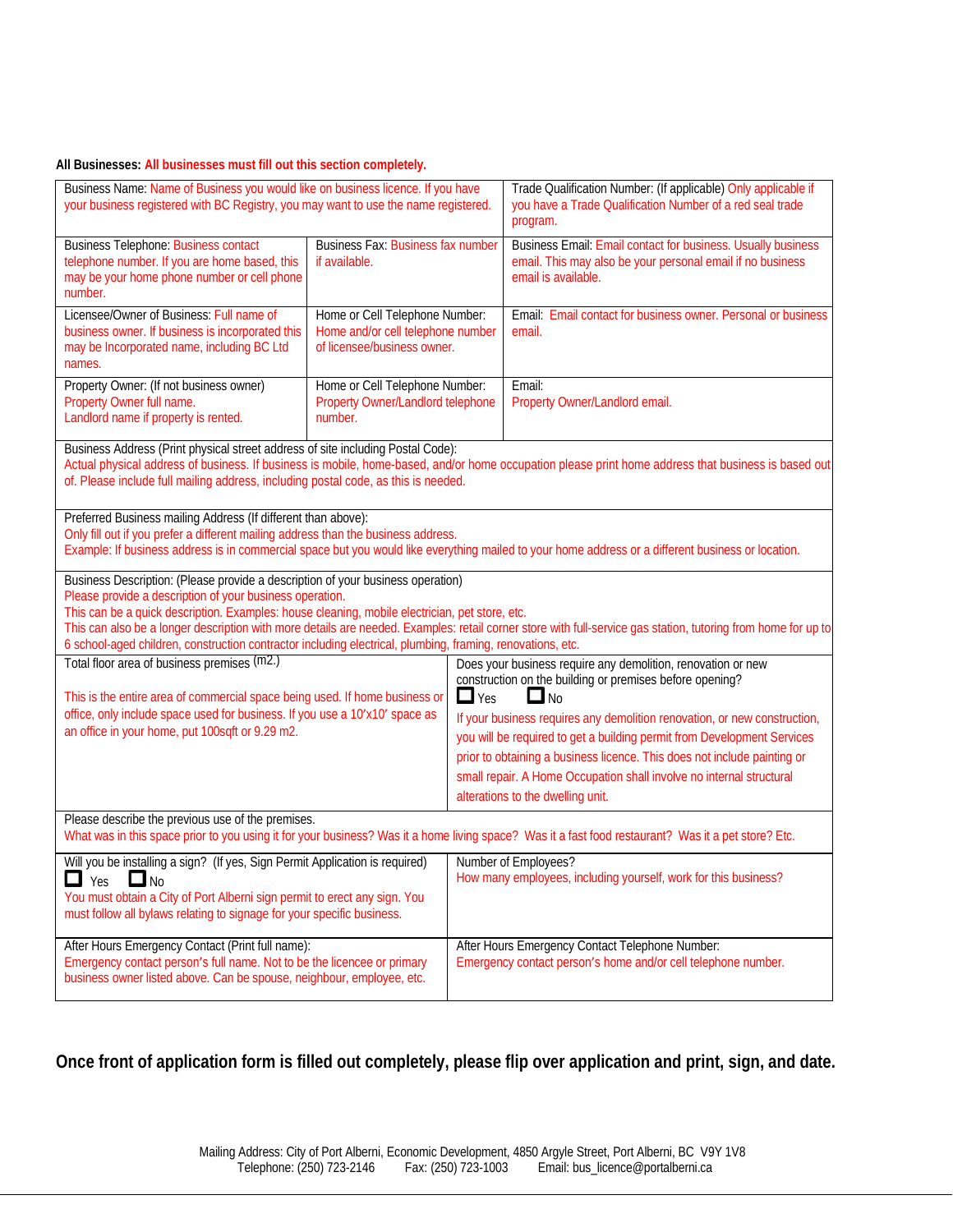**All Businesses:** All businesses must fill out this section completely.

| | | |
|---|---|---|
| Business Name: Name of Business you would like on business licence. If you have your business registered with BC Registry, you may want to use the name registered. | | Trade Qualification Number: (If applicable) Only applicable if you have a Trade Qualification Number of a red seal trade program. |
| Business Telephone: Business contact telephone number. If you are home based, this may be your home phone number or cell phone number. | Business Fax: Business fax number if available. | Business Email: Email contact for business. Usually business email. This may also be your personal email if no business email is available. |
| Licensee/Owner of Business: Full name of business owner. If business is incorporated this may be Incorporated name, including BC Ltd names. | Home or Cell Telephone Number: Home and/or cell telephone number of licensee/business owner. | Email: Email contact for business owner. Personal or business email. |
| Property Owner: (If not business owner) Property Owner full name. Landlord name if property is rented. | Home or Cell Telephone Number: Property Owner/Landlord telephone number. | Email: Property Owner/Landlord email. |
| Business Address (Print physical street address of site including Postal Code): Actual physical address of business. If business is mobile, home-based, and/or home occupation please print home address that business is based out of. Please include full mailing address, including postal code, as this is needed. | | |
| Preferred Business mailing Address (If different than above): Only fill out if you prefer a different mailing address than the business address. Example: If business address is in commercial space but you would like everything mailed to your home address or a different business or location. | | |
| Business Description: (Please provide a description of your business operation) Please provide a description of your business operation. This can be a quick description. Examples: house cleaning, mobile electrician, pet store, etc. This can also be a longer description with more details are needed. Examples: retail corner store with full-service gas station, tutoring from home for up to 6 school-aged children, construction contractor including electrical, plumbing, framing, renovations, etc. | | |
| Total floor area of business premises (m2.) This is the entire area of commercial space being used. If home business or office, only include space used for business. If you use a 10′x10′ space as an office in your home, put 100sqft or 9.29 m2. | | Does your business require any demolition, renovation or new construction on the building or premises before opening? ☐ Yes ☐ No If your business requires any demolition renovation, or new construction, you will be required to get a building permit from Development Services prior to obtaining a business licence. This does not include painting or small repair. A Home Occupation shall involve no internal structural alterations to the dwelling unit. |
| Please describe the previous use of the premises. What was in this space prior to you using it for your business? Was it a home living space? Was it a fast food restaurant? Was it a pet store? Etc. | | |
| Will you be installing a sign? (If yes, Sign Permit Application is required) ☐ Yes ☐ No You must obtain a City of Port Alberni sign permit to erect any sign. You must follow all bylaws relating to signage for your specific business. | | Number of Employees? How many employees, including yourself, work for this business? |
| After Hours Emergency Contact (Print full name): Emergency contact person's full name. Not to be the licencee or primary business owner listed above. Can be spouse, neighbour, employee, etc. | | After Hours Emergency Contact Telephone Number: Emergency contact person's home and/or cell telephone number. |

**Once front of application form is filled out completely, please flip over application and print, sign, and date.**

Mailing Address: City of Port Alberni, Economic Development, 4850 Argyle Street, Port Alberni, BC V9Y 1V8
Telephone: (250) 723-2146 Fax: (250) 723-1003 Email: bus_licence@portalberni.ca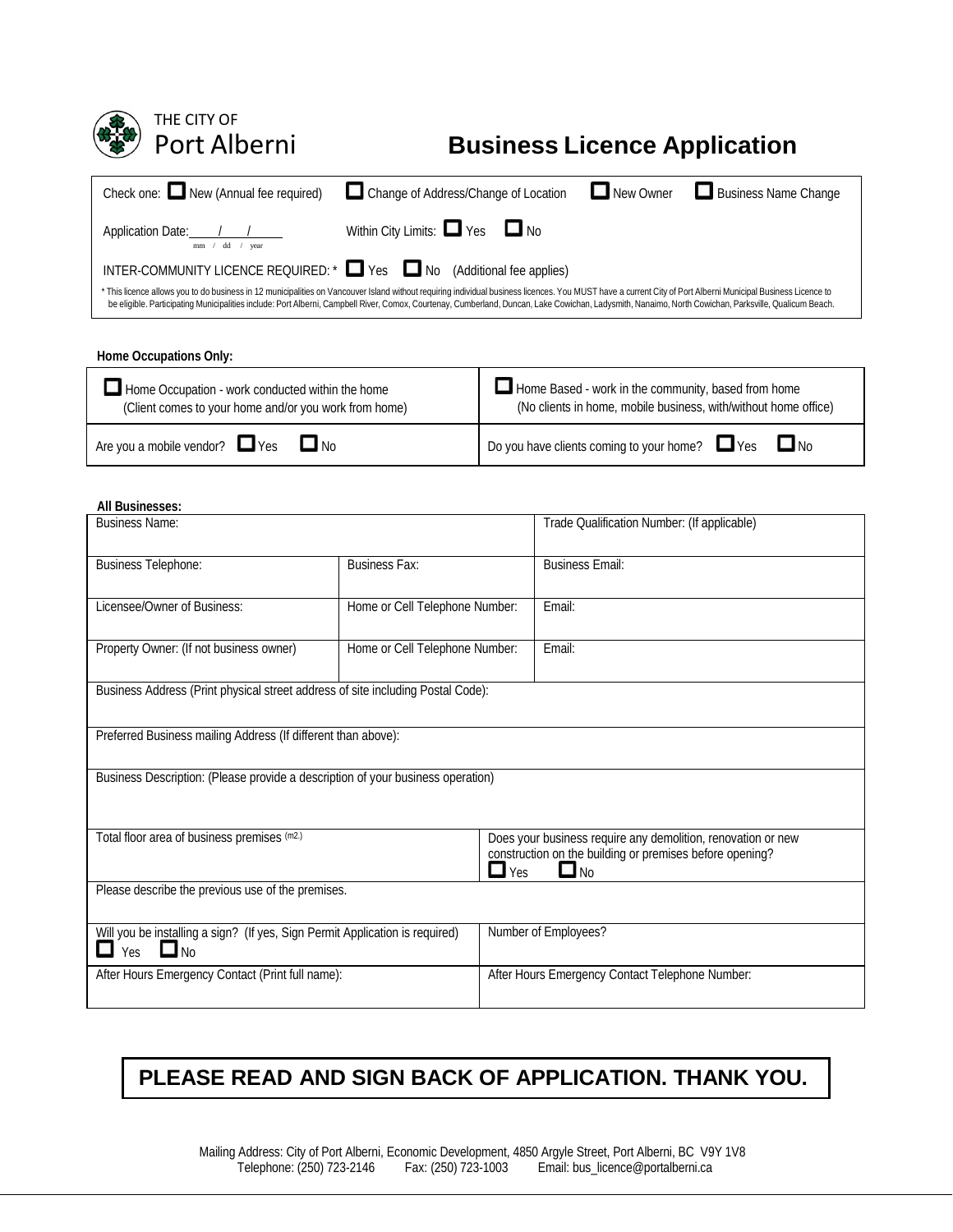THE CITY OF
Port Alberni

# Business Licence Application

Check one: ☐ New (Annual fee required) ☐ Change of Address/Change of Location ☐ New Owner ☐ Business Name Change

Application Date: ____/____/______ (mm / dd / year)

Within City Limits: ☐ Yes ☐ No

INTER-COMMUNITY LICENCE REQUIRED: * ☐ Yes ☐ No (Additional fee applies)

* This licence allows you to do business in 12 municipalities on Vancouver Island without requiring individual business licences. You MUST have a current City of Port Alberni Municipal Business Licence to be eligible. Participating Municipalities include: Port Alberni, Campbell River, Comox, Courtenay, Cumberland, Duncan, Lake Cowichan, Ladysmith, Nanaimo, North Cowichan, Parksville, Qualicum Beach.

**Home Occupations Only:**

| | |
|---|---|
| ☐ Home Occupation - work conducted within the home (Client comes to your home and/or you work from home) | ☐ Home Based - work in the community, based from home (No clients in home, mobile business, with/without home office) |
| Are you a mobile vendor? ☐ Yes ☐ No | Do you have clients coming to your home? ☐ Yes ☐ No |

**All Businesses:**

| | | |
|---|---|---|
| Business Name: | | Trade Qualification Number: (If applicable) |
| Business Telephone: | Business Fax: | Business Email: |
| Licensee/Owner of Business: | Home or Cell Telephone Number: | Email: |
| Property Owner: (If not business owner) | Home or Cell Telephone Number: | Email: |
| Business Address (Print physical street address of site including Postal Code): | | |
| Preferred Business mailing Address (If different than above): | | |
| Business Description: (Please provide a description of your business operation) | | |
| Total floor area of business premises (m2.) | Does your business require any demolition, renovation or new construction on the building or premises before opening? ☐ Yes ☐ No | |
| Please describe the previous use of the premises. | | |
| Will you be installing a sign? (If yes, Sign Permit Application is required) ☐ Yes ☐ No | Number of Employees? | |
| After Hours Emergency Contact (Print full name): | After Hours Emergency Contact Telephone Number: | |

**PLEASE READ AND SIGN BACK OF APPLICATION. THANK YOU.**

Mailing Address: City of Port Alberni, Economic Development, 4850 Argyle Street, Port Alberni, BC V9Y 1V8
Telephone: (250) 723-2146 Fax: (250) 723-1003 Email: bus_licence@portalberni.ca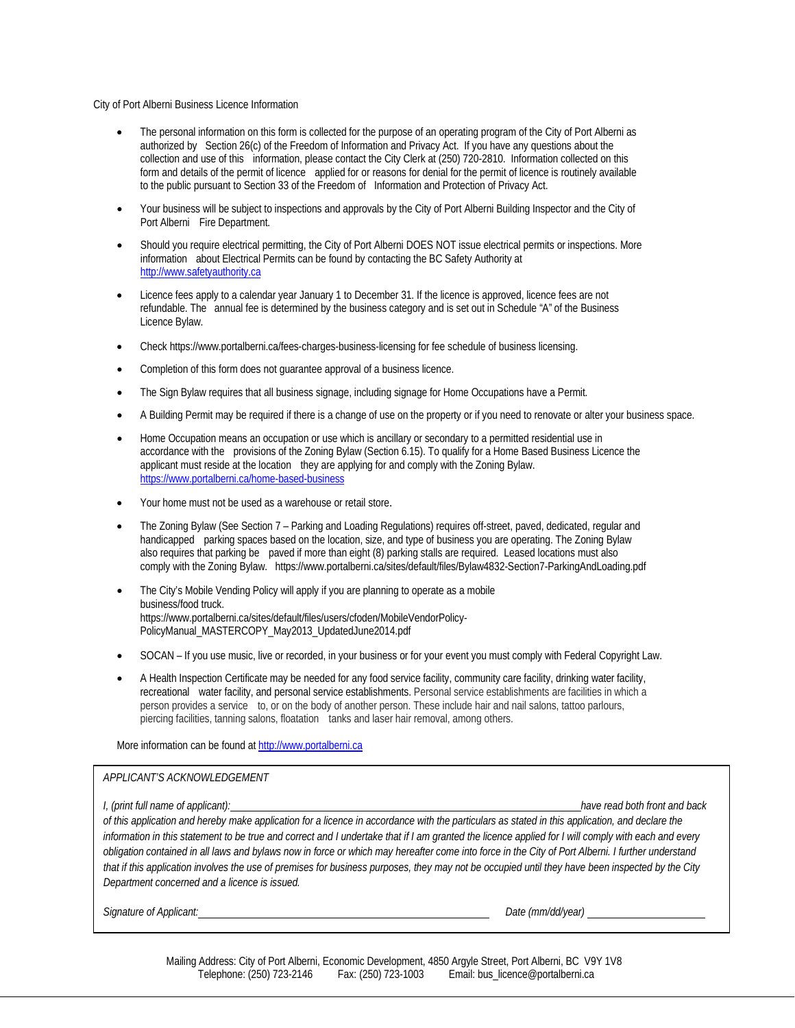City of Port Alberni Business Licence Information

- The personal information on this form is collected for the purpose of an operating program of the City of Port Alberni as authorized by Section 26(c) of the Freedom of Information and Privacy Act. If you have any questions about the collection and use of this information, please contact the City Clerk at (250) 720-2810. Information collected on this form and details of the permit of licence applied for or reasons for denial for the permit of licence is routinely available to the public pursuant to Section 33 of the Freedom of Information and Protection of Privacy Act.
- Your business will be subject to inspections and approvals by the City of Port Alberni Building Inspector and the City of Port Alberni Fire Department.
- Should you require electrical permitting, the City of Port Alberni DOES NOT issue electrical permits or inspections. More information about Electrical Permits can be found by contacting the BC Safety Authority at [http://www.safetyauthority.ca](http://www.safetyauthority.ca)
- Licence fees apply to a calendar year January 1 to December 31. If the licence is approved, licence fees are not refundable. The annual fee is determined by the business category and is set out in Schedule "A" of the Business Licence Bylaw.
- Check https://www.portalberni.ca/fees-charges-business-licensing for fee schedule of business licensing.
- Completion of this form does not guarantee approval of a business licence.
- The Sign Bylaw requires that all business signage, including signage for Home Occupations have a Permit.
- A Building Permit may be required if there is a change of use on the property or if you need to renovate or alter your business space.
- Home Occupation means an occupation or use which is ancillary or secondary to a permitted residential use in accordance with the provisions of the Zoning Bylaw (Section 6.15). To qualify for a Home Based Business Licence the applicant must reside at the location they are applying for and comply with the Zoning Bylaw. [https://www.portalberni.ca/home-based-business](https://www.portalberni.ca/home-based-business)
- Your home must not be used as a warehouse or retail store.
- The Zoning Bylaw (See Section 7 – Parking and Loading Regulations) requires off-street, paved, dedicated, regular and handicapped parking spaces based on the location, size, and type of business you are operating. The Zoning Bylaw also requires that parking be paved if more than eight (8) parking stalls are required. Leased locations must also comply with the Zoning Bylaw. https://www.portalberni.ca/sites/default/files/Bylaw4832-Section7-ParkingAndLoading.pdf
- The City's Mobile Vending Policy will apply if you are planning to operate as a mobile business/food truck. https://www.portalberni.ca/sites/default/files/users/cfoden/MobileVendorPolicy-PolicyManual_MASTERCOPY_May2013_UpdatedJune2014.pdf
- SOCAN – If you use music, live or recorded, in your business or for your event you must comply with Federal Copyright Law.
- A Health Inspection Certificate may be needed for any food service facility, community care facility, drinking water facility, recreational water facility, and personal service establishments. Personal service establishments are facilities in which a person provides a service to, or on the body of another person. These include hair and nail salons, tattoo parlours, piercing facilities, tanning salons, floatation tanks and laser hair removal, among others.

More information can be found at [http://www.portalberni.ca](http://www.portalberni.ca)

*APPLICANT'S ACKNOWLEDGEMENT*

*I, (print full name of applicant):* ______________________________ *have read both front and back of this application and hereby make application for a licence in accordance with the particulars as stated in this application, and declare the information in this statement to be true and correct and I undertake that if I am granted the licence applied for I will comply with each and every obligation contained in all laws and bylaws now in force or which may hereafter come into force in the City of Port Alberni. I further understand that if this application involves the use of premises for business purposes, they may not be occupied until they have been inspected by the City Department concerned and a licence is issued.*

*Signature of Applicant:* ______________________________ *Date (mm/dd/year)* ____________________

Mailing Address: City of Port Alberni, Economic Development, 4850 Argyle Street, Port Alberni, BC V9Y 1V8
Telephone: (250) 723-2146 Fax: (250) 723-1003 Email: bus_licence@portalberni.ca